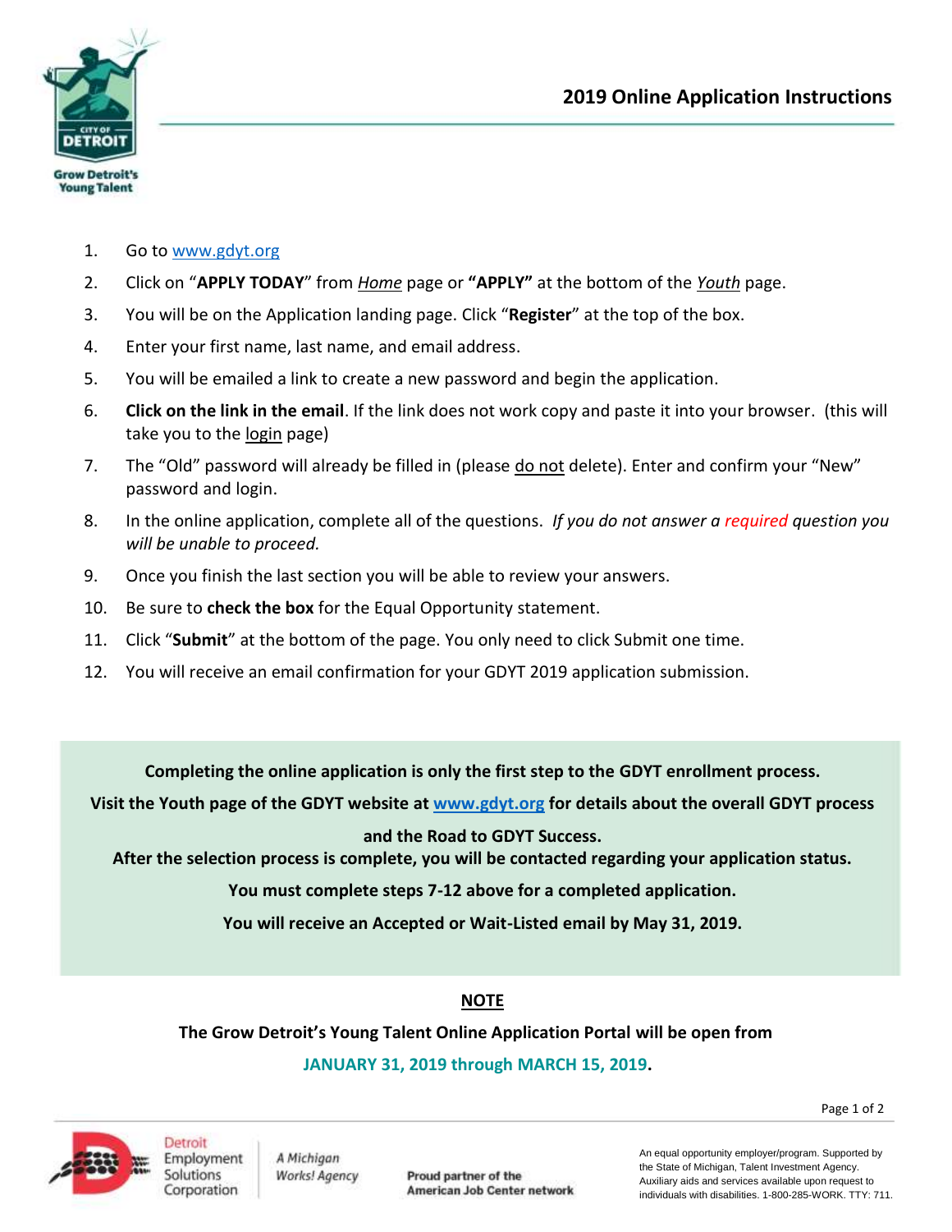# 2019 Online Application Instructions

1. Go to www.gdyt.org
2. Click on "**APPLY TODAY**" from *Home* page or **"APPLY"** at the bottom of the *Youth* page.
3. You will be on the Application landing page. Click "**Register**" at the top of the box.
4. Enter your first name, last name, and email address.
5. You will be emailed a link to create a new password and begin the application.
6. **Click on the link in the email**. If the link does not work copy and paste it into your browser. (this will take you to the login page)
7. The "Old" password will already be filled in (please do not delete). Enter and confirm your "New" password and login.
8. In the online application, complete all of the questions. *If you do not answer a required question you will be unable to proceed.*
9. Once you finish the last section you will be able to review your answers.
10. Be sure to **check the box** for the Equal Opportunity statement.
11. Click "**Submit**" at the bottom of the page. You only need to click Submit one time.
12. You will receive an email confirmation for your GDYT 2019 application submission.

**Completing the online application is only the first step to the GDYT enrollment process.**

**Visit the Youth page of the GDYT website at www.gdyt.org for details about the overall GDYT process and the Road to GDYT Success.**

**After the selection process is complete, you will be contacted regarding your application status.**

**You must complete steps 7-12 above for a completed application.**

**You will receive an Accepted or Wait-Listed email by May 31, 2019.**

**NOTE**

**The Grow Detroit's Young Talent Online Application Portal will be open from**

**JANUARY 31, 2019 through MARCH 15, 2019.**

Detroit Employment Solutions Corporation

A Michigan Works! Agency

Proud partner of the American Job Center network

An equal opportunity employer/program. Supported by the State of Michigan, Talent Investment Agency. Auxiliary aids and services available upon request to individuals with disabilities. 1-800-285-WORK. TTY: 711.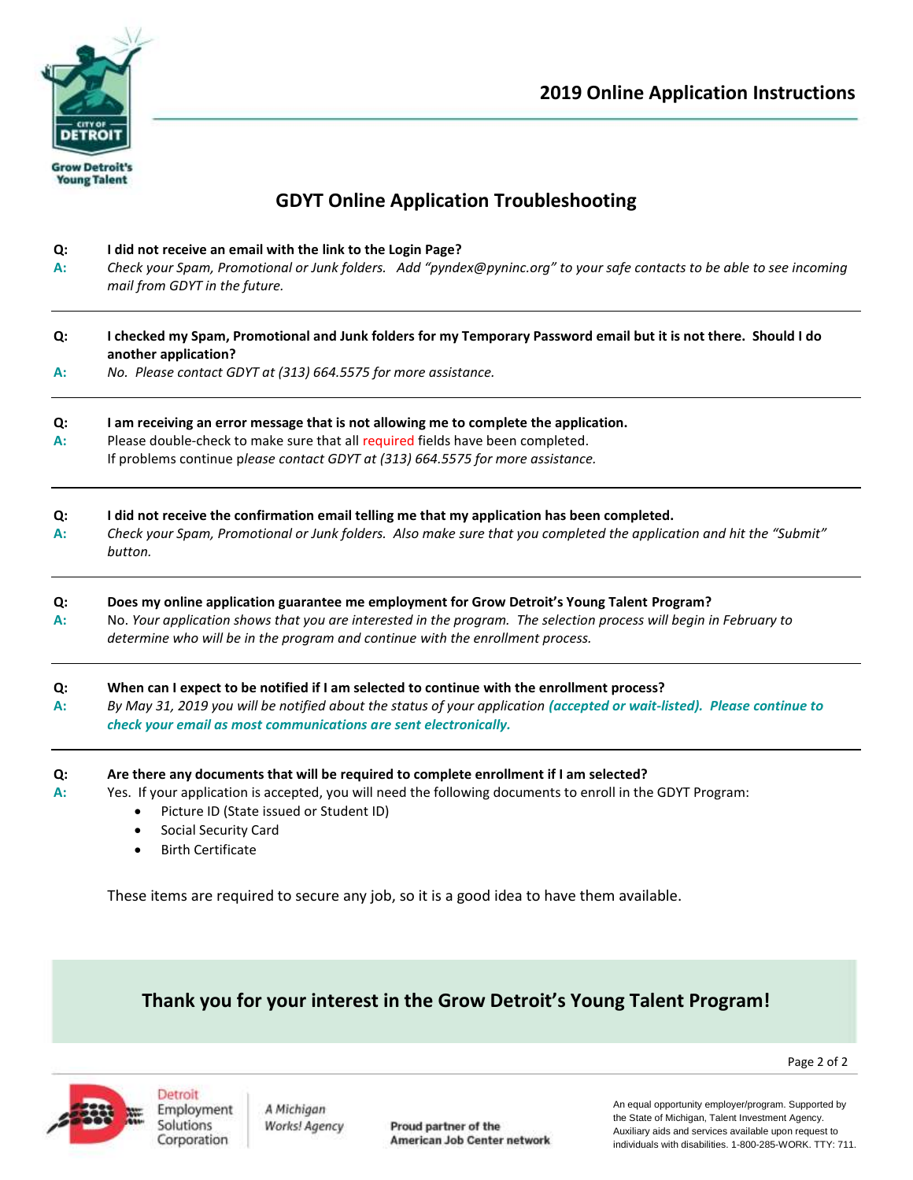# 2019 Online Application Instructions

## GDYT Online Application Troubleshooting

**Q:** **I did not receive an email with the link to the Login Page?**
**A:** *Check your Spam, Promotional or Junk folders. Add "pyndex@pyninc.org" to your safe contacts to be able to see incoming mail from GDYT in the future.*

---

**Q:** **I checked my Spam, Promotional and Junk folders for my Temporary Password email but it is not there. Should I do another application?**
**A:** *No. Please contact GDYT at (313) 664.5575 for more assistance.*

---

**Q:** **I am receiving an error message that is not allowing me to complete the application.**
**A:** Please double-check to make sure that all required fields have been completed.
If problems continue p*lease contact GDYT at (313) 664.5575 for more assistance.*

---

**Q:** **I did not receive the confirmation email telling me that my application has been completed.**
**A:** *Check your Spam, Promotional or Junk folders. Also make sure that you completed the application and hit the "Submit" button.*

---

**Q:** **Does my online application guarantee me employment for Grow Detroit's Young Talent Program?**
**A:** No. *Your application shows that you are interested in the program. The selection process will begin in February to determine who will be in the program and continue with the enrollment process.*

---

**Q:** **When can I expect to be notified if I am selected to continue with the enrollment process?**
**A:** *By May 31, 2019 you will be notified about the status of your application* ***(accepted or wait-listed). Please continue to check your email as most communications are sent electronically.***

---

**Q:** **Are there any documents that will be required to complete enrollment if I am selected?**
**A:** Yes. If your application is accepted, you will need the following documents to enroll in the GDYT Program:

- Picture ID (State issued or Student ID)
- Social Security Card
- Birth Certificate

These items are required to secure any job, so it is a good idea to have them available.

**Thank you for your interest in the Grow Detroit's Young Talent Program!**

Detroit Employment Solutions Corporation

A Michigan Works! Agency

Proud partner of the American Job Center network

An equal opportunity employer/program. Supported by the State of Michigan, Talent Investment Agency. Auxiliary aids and services available upon request to individuals with disabilities. 1-800-285-WORK. TTY: 711.